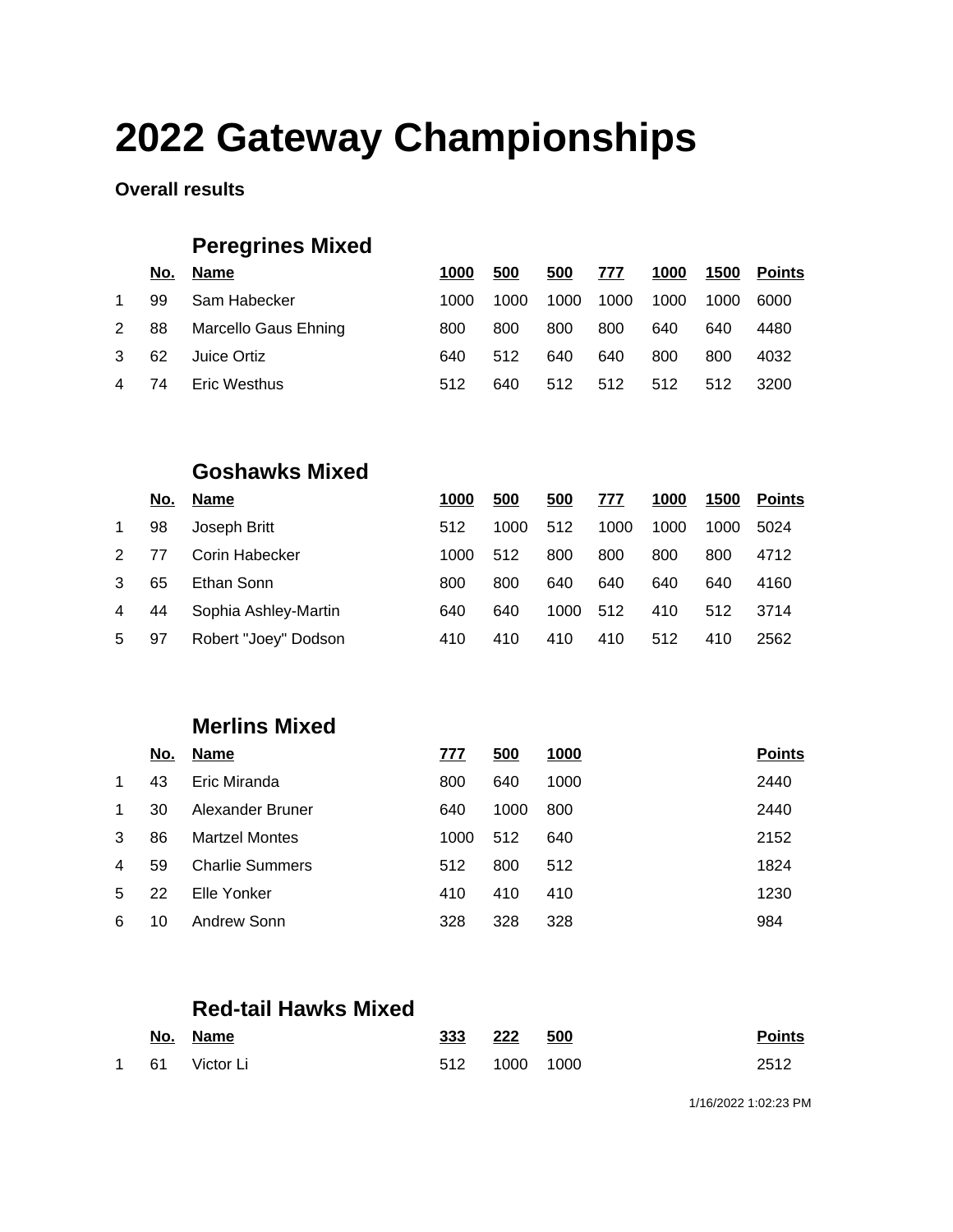# 2022 Gateway Championships

**Overall results**

## Peregrines Mixed

| | No. | Name | 1000 | 500 | 500 | 777 | 1000 | 1500 | Points |
|---|---|---|---|---|---|---|---|---|---|
| 1 | 99 | Sam Habecker | 1000 | 1000 | 1000 | 1000 | 1000 | 1000 | 6000 |
| 2 | 88 | Marcello Gaus Ehning | 800 | 800 | 800 | 800 | 640 | 640 | 4480 |
| 3 | 62 | Juice Ortiz | 640 | 512 | 640 | 640 | 800 | 800 | 4032 |
| 4 | 74 | Eric Westhus | 512 | 640 | 512 | 512 | 512 | 512 | 3200 |

## Goshawks Mixed

| | No. | Name | 1000 | 500 | 500 | 777 | 1000 | 1500 | Points |
|---|---|---|---|---|---|---|---|---|---|
| 1 | 98 | Joseph Britt | 512 | 1000 | 512 | 1000 | 1000 | 1000 | 5024 |
| 2 | 77 | Corin Habecker | 1000 | 512 | 800 | 800 | 800 | 800 | 4712 |
| 3 | 65 | Ethan Sonn | 800 | 800 | 640 | 640 | 640 | 640 | 4160 |
| 4 | 44 | Sophia Ashley-Martin | 640 | 640 | 1000 | 512 | 410 | 512 | 3714 |
| 5 | 97 | Robert "Joey" Dodson | 410 | 410 | 410 | 410 | 512 | 410 | 2562 |

## Merlins Mixed

| | No. | Name | 777 | 500 | 1000 | Points |
|---|---|---|---|---|---|---|
| 1 | 43 | Eric Miranda | 800 | 640 | 1000 | 2440 |
| 1 | 30 | Alexander Bruner | 640 | 1000 | 800 | 2440 |
| 3 | 86 | Martzel Montes | 1000 | 512 | 640 | 2152 |
| 4 | 59 | Charlie Summers | 512 | 800 | 512 | 1824 |
| 5 | 22 | Elle Yonker | 410 | 410 | 410 | 1230 |
| 6 | 10 | Andrew Sonn | 328 | 328 | 328 | 984 |

## Red-tail Hawks Mixed

| | No. | Name | 333 | 222 | 500 | Points |
|---|---|---|---|---|---|---|
| 1 | 61 | Victor Li | 512 | 1000 | 1000 | 2512 |

1/16/2022 1:02:23 PM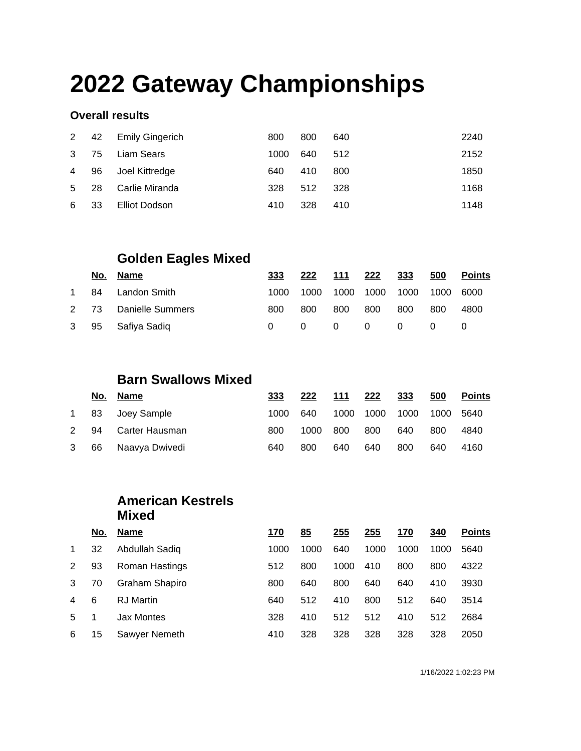# 2022 Gateway Championships

**Overall results**

| | | | | | | | | | |
|---|---|---|---|---|---|---|---|---|---|
| 2 | 42 | Emily Gingerich | 800 | 800 | 640 | | | | 2240 |
| 3 | 75 | Liam Sears | 1000 | 640 | 512 | | | | 2152 |
| 4 | 96 | Joel Kittredge | 640 | 410 | 800 | | | | 1850 |
| 5 | 28 | Carlie Miranda | 328 | 512 | 328 | | | | 1168 |
| 6 | 33 | Elliot Dodson | 410 | 328 | 410 | | | | 1148 |

## Golden Eagles Mixed

| | No. | Name | 333 | 222 | 111 | 222 | 333 | 500 | Points |
|---|---|---|---|---|---|---|---|---|---|
| 1 | 84 | Landon Smith | 1000 | 1000 | 1000 | 1000 | 1000 | 1000 | 6000 |
| 2 | 73 | Danielle Summers | 800 | 800 | 800 | 800 | 800 | 800 | 4800 |
| 3 | 95 | Safiya Sadiq | 0 | 0 | 0 | 0 | 0 | 0 | 0 |

## Barn Swallows Mixed

| | No. | Name | 333 | 222 | 111 | 222 | 333 | 500 | Points |
|---|---|---|---|---|---|---|---|---|---|
| 1 | 83 | Joey Sample | 1000 | 640 | 1000 | 1000 | 1000 | 1000 | 5640 |
| 2 | 94 | Carter Hausman | 800 | 1000 | 800 | 800 | 640 | 800 | 4840 |
| 3 | 66 | Naavya Dwivedi | 640 | 800 | 640 | 640 | 800 | 640 | 4160 |

## American Kestrels Mixed

| | No. | Name | 170 | 85 | 255 | 255 | 170 | 340 | Points |
|---|---|---|---|---|---|---|---|---|---|
| 1 | 32 | Abdullah Sadiq | 1000 | 1000 | 640 | 1000 | 1000 | 1000 | 5640 |
| 2 | 93 | Roman Hastings | 512 | 800 | 1000 | 410 | 800 | 800 | 4322 |
| 3 | 70 | Graham Shapiro | 800 | 640 | 800 | 640 | 640 | 410 | 3930 |
| 4 | 6 | RJ Martin | 640 | 512 | 410 | 800 | 512 | 640 | 3514 |
| 5 | 1 | Jax Montes | 328 | 410 | 512 | 512 | 410 | 512 | 2684 |
| 6 | 15 | Sawyer Nemeth | 410 | 328 | 328 | 328 | 328 | 328 | 2050 |

1/16/2022 1:02:23 PM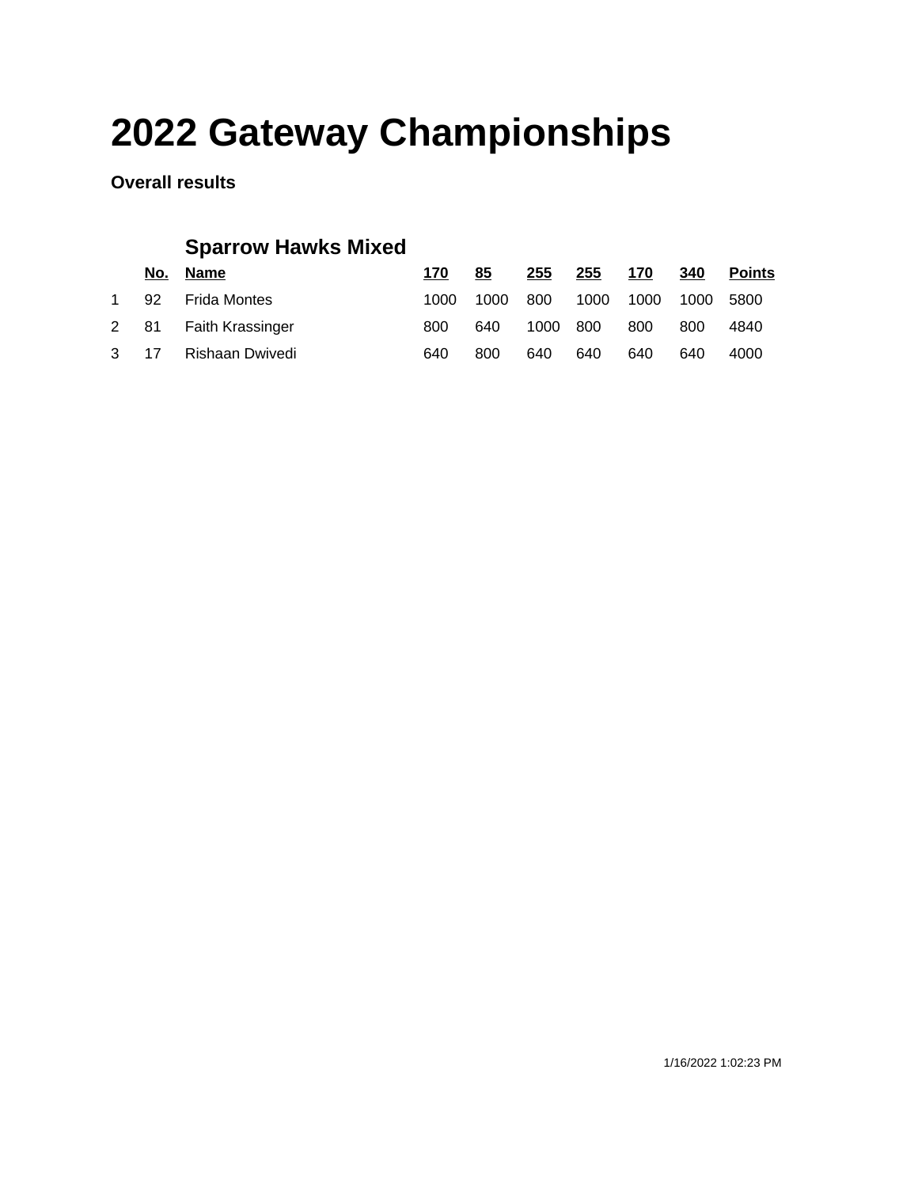# 2022 Gateway Championships

**Overall results**

## Sparrow Hawks Mixed

| | No. | Name | 170 | 85 | 255 | 255 | 170 | 340 | Points |
|---|---|---|---|---|---|---|---|---|---|
| 1 | 92 | Frida Montes | 1000 | 1000 | 800 | 1000 | 1000 | 1000 | 5800 |
| 2 | 81 | Faith Krassinger | 800 | 640 | 1000 | 800 | 800 | 800 | 4840 |
| 3 | 17 | Rishaan Dwivedi | 640 | 800 | 640 | 640 | 640 | 640 | 4000 |

1/16/2022 1:02:23 PM